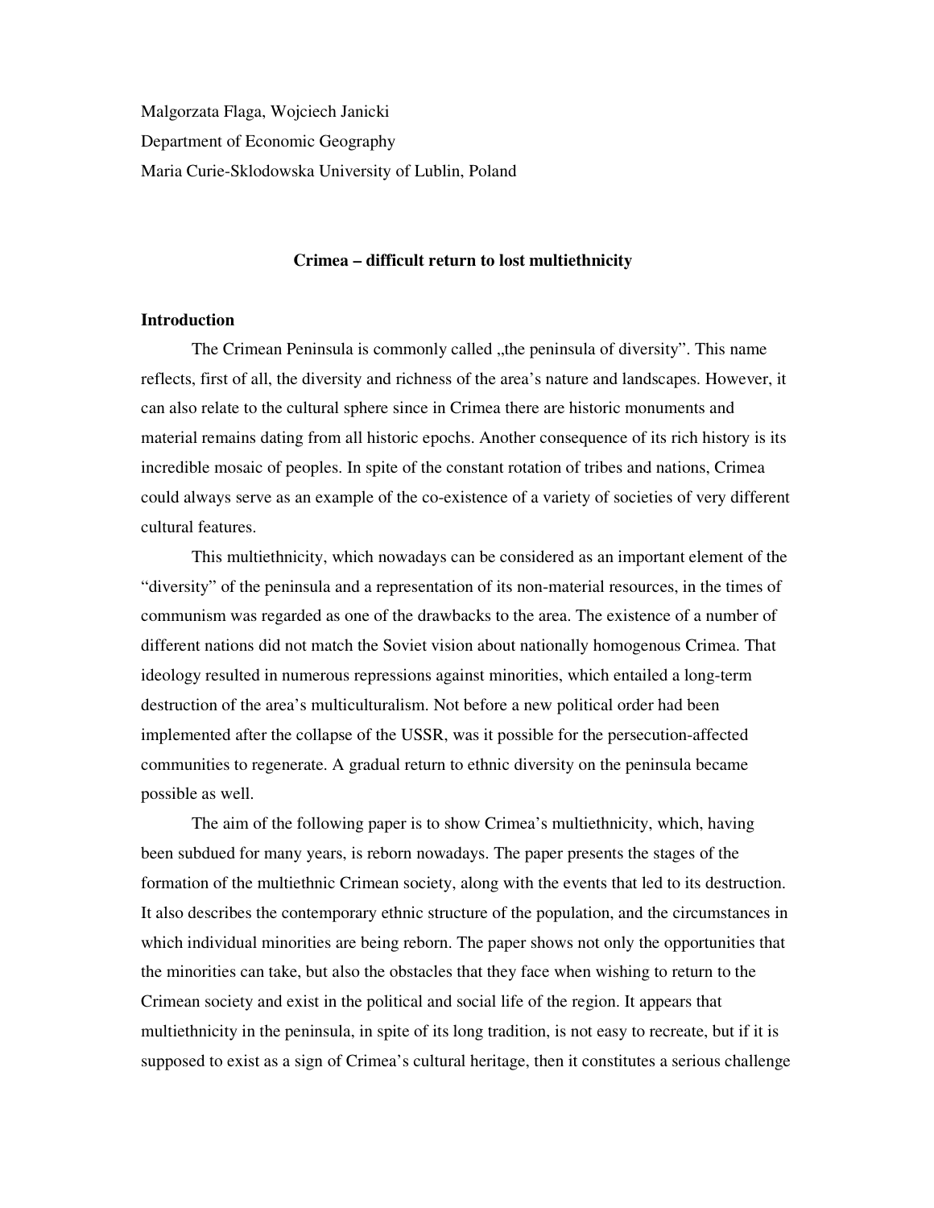Malgorzata Flaga, Wojciech Janicki
Department of Economic Geography
Maria Curie-Sklodowska University of Lublin, Poland

# Crimea – difficult return to lost multiethnicity

## Introduction

The Crimean Peninsula is commonly called „the peninsula of diversity". This name reflects, first of all, the diversity and richness of the area's nature and landscapes. However, it can also relate to the cultural sphere since in Crimea there are historic monuments and material remains dating from all historic epochs. Another consequence of its rich history is its incredible mosaic of peoples. In spite of the constant rotation of tribes and nations, Crimea could always serve as an example of the co-existence of a variety of societies of very different cultural features.

This multiethnicity, which nowadays can be considered as an important element of the "diversity" of the peninsula and a representation of its non-material resources, in the times of communism was regarded as one of the drawbacks to the area. The existence of a number of different nations did not match the Soviet vision about nationally homogenous Crimea. That ideology resulted in numerous repressions against minorities, which entailed a long-term destruction of the area's multiculturalism. Not before a new political order had been implemented after the collapse of the USSR, was it possible for the persecution-affected communities to regenerate. A gradual return to ethnic diversity on the peninsula became possible as well.

The aim of the following paper is to show Crimea's multiethnicity, which, having been subdued for many years, is reborn nowadays. The paper presents the stages of the formation of the multiethnic Crimean society, along with the events that led to its destruction. It also describes the contemporary ethnic structure of the population, and the circumstances in which individual minorities are being reborn. The paper shows not only the opportunities that the minorities can take, but also the obstacles that they face when wishing to return to the Crimean society and exist in the political and social life of the region. It appears that multiethnicity in the peninsula, in spite of its long tradition, is not easy to recreate, but if it is supposed to exist as a sign of Crimea's cultural heritage, then it constitutes a serious challenge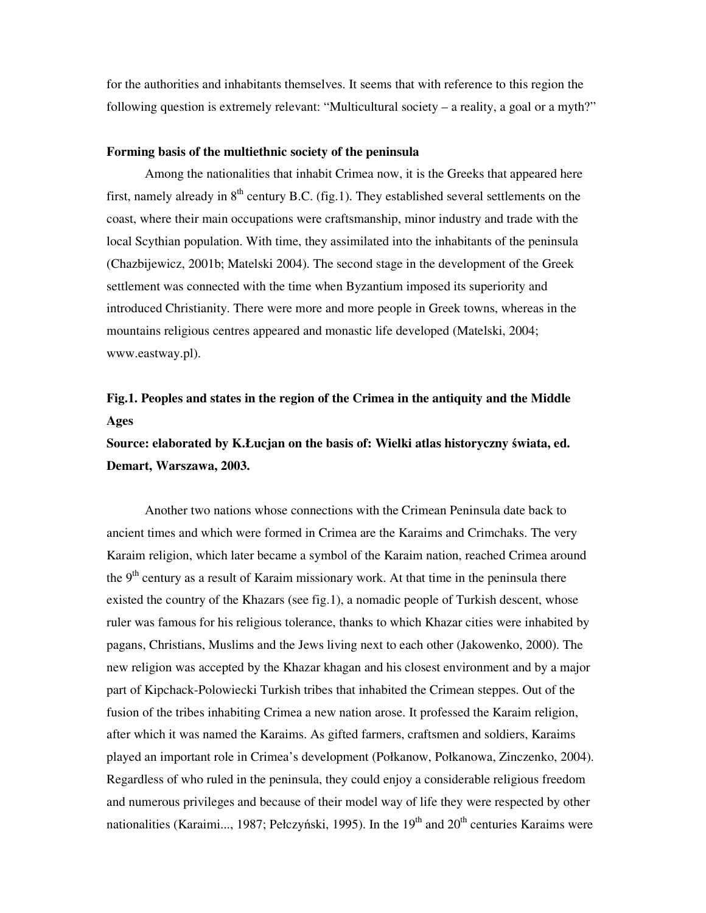for the authorities and inhabitants themselves. It seems that with reference to this region the following question is extremely relevant: "Multicultural society – a reality, a goal or a myth?"

**Forming basis of the multiethnic society of the peninsula**

Among the nationalities that inhabit Crimea now, it is the Greeks that appeared here first, namely already in 8th century B.C. (fig.1). They established several settlements on the coast, where their main occupations were craftsmanship, minor industry and trade with the local Scythian population. With time, they assimilated into the inhabitants of the peninsula (Chazbijewicz, 2001b; Matelski 2004). The second stage in the development of the Greek settlement was connected with the time when Byzantium imposed its superiority and introduced Christianity. There were more and more people in Greek towns, whereas in the mountains religious centres appeared and monastic life developed (Matelski, 2004; www.eastway.pl).

**Fig.1. Peoples and states in the region of the Crimea in the antiquity and the Middle Ages**
**Source: elaborated by K.Łucjan on the basis of: Wielki atlas historyczny świata, ed. Demart, Warszawa, 2003.**

Another two nations whose connections with the Crimean Peninsula date back to ancient times and which were formed in Crimea are the Karaims and Crimchaks. The very Karaim religion, which later became a symbol of the Karaim nation, reached Crimea around the 9th century as a result of Karaim missionary work. At that time in the peninsula there existed the country of the Khazars (see fig.1), a nomadic people of Turkish descent, whose ruler was famous for his religious tolerance, thanks to which Khazar cities were inhabited by pagans, Christians, Muslims and the Jews living next to each other (Jakowenko, 2000). The new religion was accepted by the Khazar khagan and his closest environment and by a major part of Kipchack-Polowiecki Turkish tribes that inhabited the Crimean steppes. Out of the fusion of the tribes inhabiting Crimea a new nation arose. It professed the Karaim religion, after which it was named the Karaims. As gifted farmers, craftsmen and soldiers, Karaims played an important role in Crimea's development (Połkanow, Połkanowa, Zinczenko, 2004). Regardless of who ruled in the peninsula, they could enjoy a considerable religious freedom and numerous privileges and because of their model way of life they were respected by other nationalities (Karaimi..., 1987; Pełczyński, 1995). In the 19th and 20th centuries Karaims were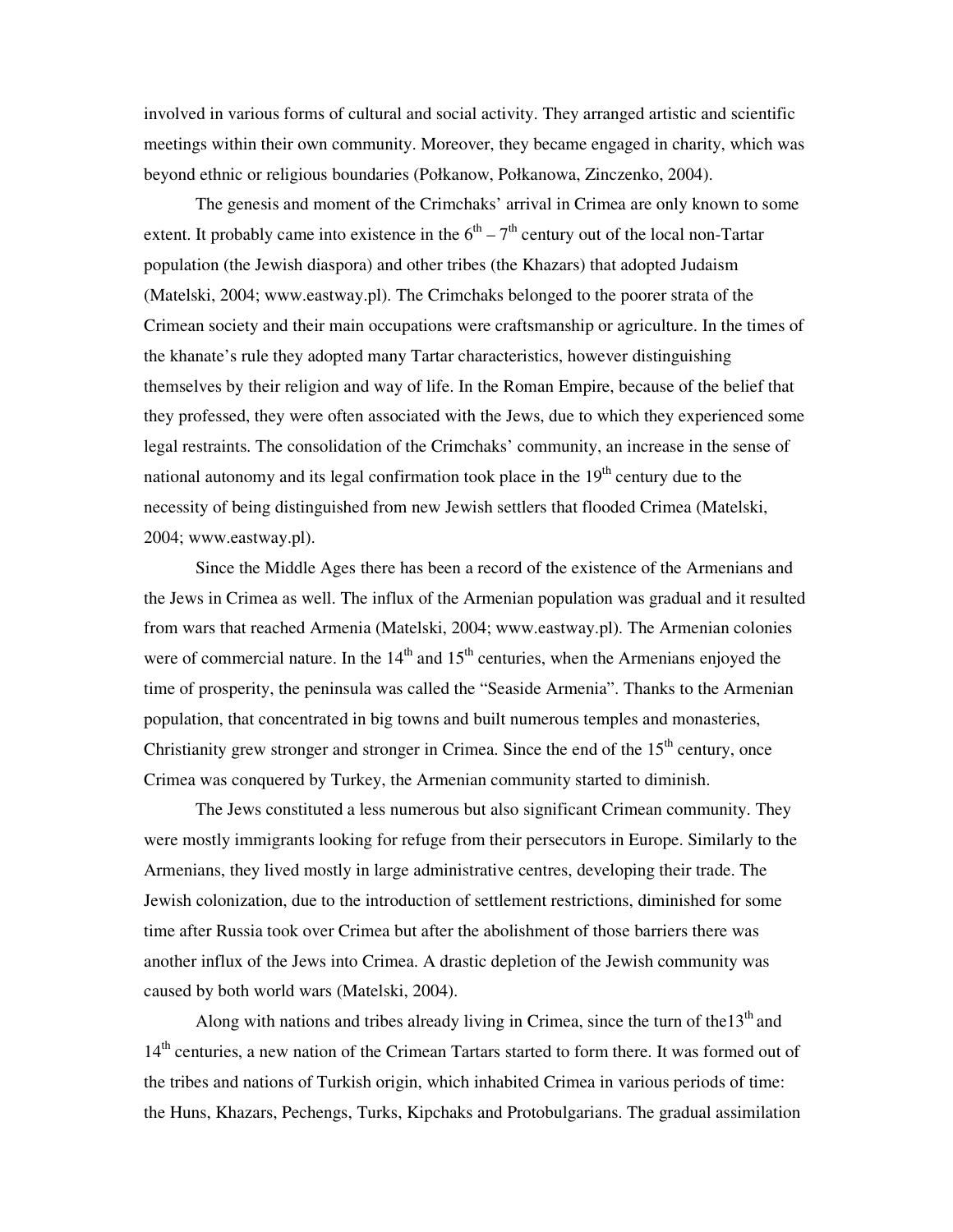involved in various forms of cultural and social activity. They arranged artistic and scientific meetings within their own community. Moreover, they became engaged in charity, which was beyond ethnic or religious boundaries (Połkanow, Połkanowa, Zinczenko, 2004).

The genesis and moment of the Crimchaks' arrival in Crimea are only known to some extent. It probably came into existence in the 6th – 7th century out of the local non-Tartar population (the Jewish diaspora) and other tribes (the Khazars) that adopted Judaism (Matelski, 2004; www.eastway.pl). The Crimchaks belonged to the poorer strata of the Crimean society and their main occupations were craftsmanship or agriculture. In the times of the khanate's rule they adopted many Tartar characteristics, however distinguishing themselves by their religion and way of life. In the Roman Empire, because of the belief that they professed, they were often associated with the Jews, due to which they experienced some legal restraints. The consolidation of the Crimchaks' community, an increase in the sense of national autonomy and its legal confirmation took place in the 19th century due to the necessity of being distinguished from new Jewish settlers that flooded Crimea (Matelski, 2004; www.eastway.pl).

Since the Middle Ages there has been a record of the existence of the Armenians and the Jews in Crimea as well. The influx of the Armenian population was gradual and it resulted from wars that reached Armenia (Matelski, 2004; www.eastway.pl). The Armenian colonies were of commercial nature. In the 14th and 15th centuries, when the Armenians enjoyed the time of prosperity, the peninsula was called the "Seaside Armenia". Thanks to the Armenian population, that concentrated in big towns and built numerous temples and monasteries, Christianity grew stronger and stronger in Crimea. Since the end of the 15th century, once Crimea was conquered by Turkey, the Armenian community started to diminish.

The Jews constituted a less numerous but also significant Crimean community. They were mostly immigrants looking for refuge from their persecutors in Europe. Similarly to the Armenians, they lived mostly in large administrative centres, developing their trade. The Jewish colonization, due to the introduction of settlement restrictions, diminished for some time after Russia took over Crimea but after the abolishment of those barriers there was another influx of the Jews into Crimea. A drastic depletion of the Jewish community was caused by both world wars (Matelski, 2004).

Along with nations and tribes already living in Crimea, since the turn of the13th and 14th centuries, a new nation of the Crimean Tartars started to form there. It was formed out of the tribes and nations of Turkish origin, which inhabited Crimea in various periods of time: the Huns, Khazars, Pechengs, Turks, Kipchaks and Protobulgarians. The gradual assimilation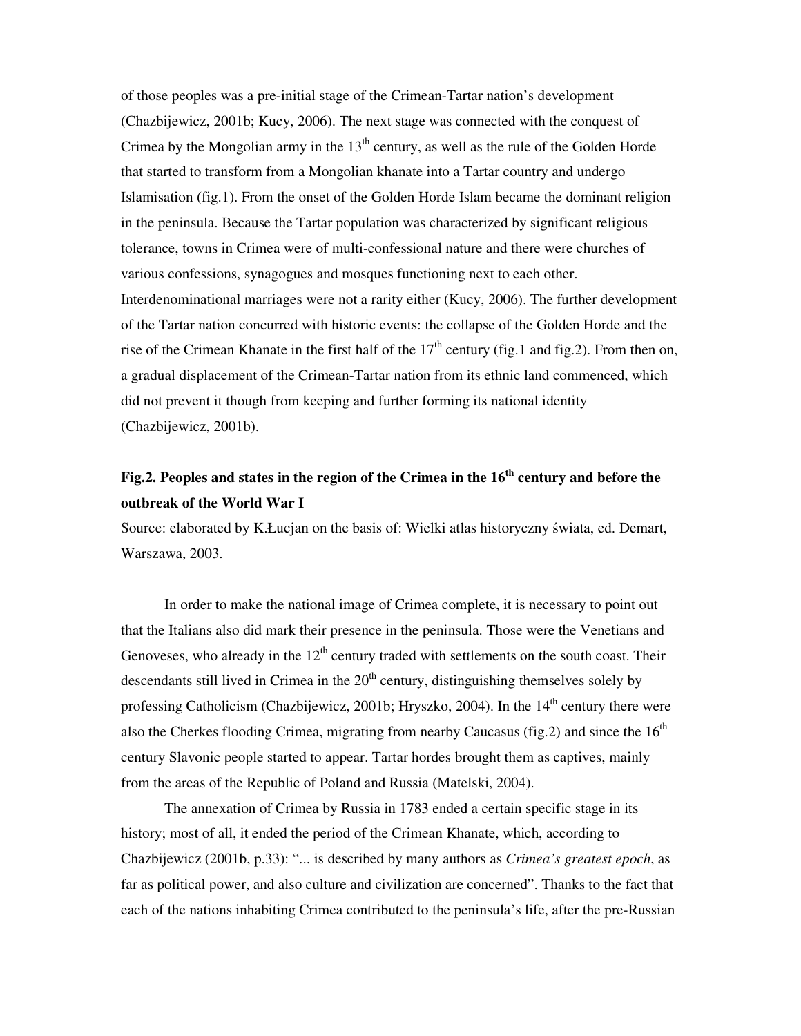of those peoples was a pre-initial stage of the Crimean-Tartar nation's development (Chazbijewicz, 2001b; Kucy, 2006). The next stage was connected with the conquest of Crimea by the Mongolian army in the 13th century, as well as the rule of the Golden Horde that started to transform from a Mongolian khanate into a Tartar country and undergo Islamisation (fig.1). From the onset of the Golden Horde Islam became the dominant religion in the peninsula. Because the Tartar population was characterized by significant religious tolerance, towns in Crimea were of multi-confessional nature and there were churches of various confessions, synagogues and mosques functioning next to each other. Interdenominational marriages were not a rarity either (Kucy, 2006). The further development of the Tartar nation concurred with historic events: the collapse of the Golden Horde and the rise of the Crimean Khanate in the first half of the 17th century (fig.1 and fig.2). From then on, a gradual displacement of the Crimean-Tartar nation from its ethnic land commenced, which did not prevent it though from keeping and further forming its national identity (Chazbijewicz, 2001b).

**Fig.2. Peoples and states in the region of the Crimea in the 16th century and before the outbreak of the World War I**

Source: elaborated by K.Łucjan on the basis of: Wielki atlas historyczny świata, ed. Demart, Warszawa, 2003.

In order to make the national image of Crimea complete, it is necessary to point out that the Italians also did mark their presence in the peninsula. Those were the Venetians and Genoveses, who already in the 12th century traded with settlements on the south coast. Their descendants still lived in Crimea in the 20th century, distinguishing themselves solely by professing Catholicism (Chazbijewicz, 2001b; Hryszko, 2004). In the 14th century there were also the Cherkes flooding Crimea, migrating from nearby Caucasus (fig.2) and since the 16th century Slavonic people started to appear. Tartar hordes brought them as captives, mainly from the areas of the Republic of Poland and Russia (Matelski, 2004).

The annexation of Crimea by Russia in 1783 ended a certain specific stage in its history; most of all, it ended the period of the Crimean Khanate, which, according to Chazbijewicz (2001b, p.33): "... is described by many authors as *Crimea's greatest epoch*, as far as political power, and also culture and civilization are concerned". Thanks to the fact that each of the nations inhabiting Crimea contributed to the peninsula's life, after the pre-Russian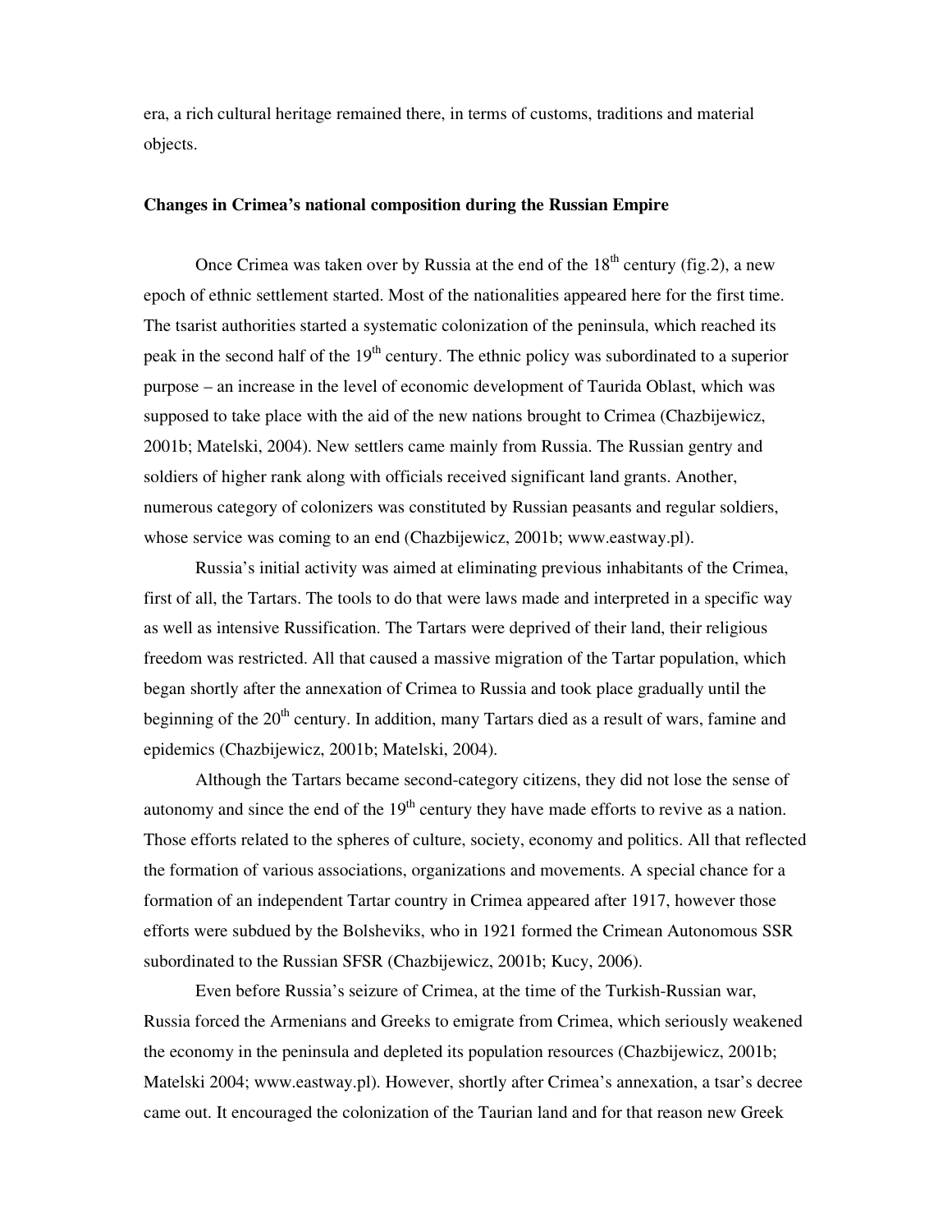era, a rich cultural heritage remained there, in terms of customs, traditions and material objects.

**Changes in Crimea's national composition during the Russian Empire**

Once Crimea was taken over by Russia at the end of the 18th century (fig.2), a new epoch of ethnic settlement started. Most of the nationalities appeared here for the first time. The tsarist authorities started a systematic colonization of the peninsula, which reached its peak in the second half of the 19th century. The ethnic policy was subordinated to a superior purpose – an increase in the level of economic development of Taurida Oblast, which was supposed to take place with the aid of the new nations brought to Crimea (Chazbijewicz, 2001b; Matelski, 2004). New settlers came mainly from Russia. The Russian gentry and soldiers of higher rank along with officials received significant land grants. Another, numerous category of colonizers was constituted by Russian peasants and regular soldiers, whose service was coming to an end (Chazbijewicz, 2001b; www.eastway.pl).

Russia's initial activity was aimed at eliminating previous inhabitants of the Crimea, first of all, the Tartars. The tools to do that were laws made and interpreted in a specific way as well as intensive Russification. The Tartars were deprived of their land, their religious freedom was restricted. All that caused a massive migration of the Tartar population, which began shortly after the annexation of Crimea to Russia and took place gradually until the beginning of the 20th century. In addition, many Tartars died as a result of wars, famine and epidemics (Chazbijewicz, 2001b; Matelski, 2004).

Although the Tartars became second-category citizens, they did not lose the sense of autonomy and since the end of the 19th century they have made efforts to revive as a nation. Those efforts related to the spheres of culture, society, economy and politics. All that reflected the formation of various associations, organizations and movements. A special chance for a formation of an independent Tartar country in Crimea appeared after 1917, however those efforts were subdued by the Bolsheviks, who in 1921 formed the Crimean Autonomous SSR subordinated to the Russian SFSR (Chazbijewicz, 2001b; Kucy, 2006).

Even before Russia's seizure of Crimea, at the time of the Turkish-Russian war, Russia forced the Armenians and Greeks to emigrate from Crimea, which seriously weakened the economy in the peninsula and depleted its population resources (Chazbijewicz, 2001b; Matelski 2004; www.eastway.pl). However, shortly after Crimea's annexation, a tsar's decree came out. It encouraged the colonization of the Taurian land and for that reason new Greek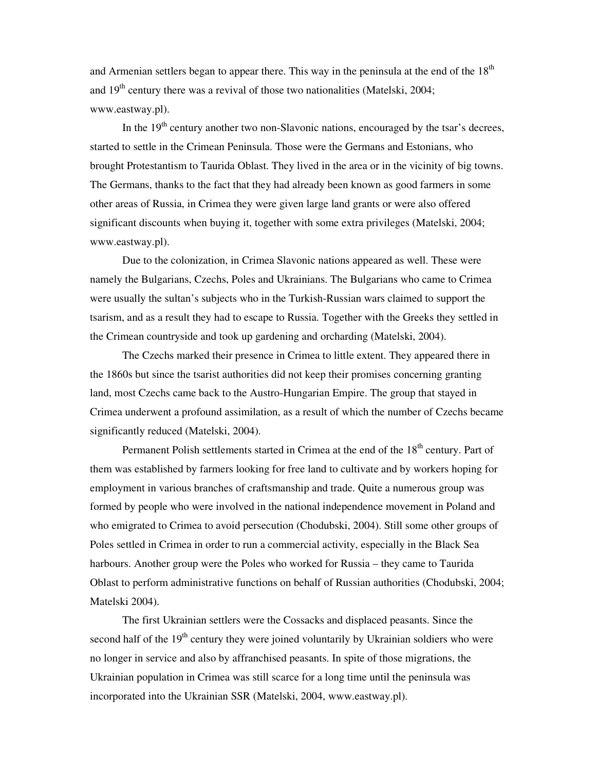and Armenian settlers began to appear there. This way in the peninsula at the end of the 18th and 19th century there was a revival of those two nationalities (Matelski, 2004; www.eastway.pl).

In the 19th century another two non-Slavonic nations, encouraged by the tsar's decrees, started to settle in the Crimean Peninsula. Those were the Germans and Estonians, who brought Protestantism to Taurida Oblast. They lived in the area or in the vicinity of big towns. The Germans, thanks to the fact that they had already been known as good farmers in some other areas of Russia, in Crimea they were given large land grants or were also offered significant discounts when buying it, together with some extra privileges (Matelski, 2004; www.eastway.pl).

Due to the colonization, in Crimea Slavonic nations appeared as well. These were namely the Bulgarians, Czechs, Poles and Ukrainians. The Bulgarians who came to Crimea were usually the sultan's subjects who in the Turkish-Russian wars claimed to support the tsarism, and as a result they had to escape to Russia. Together with the Greeks they settled in the Crimean countryside and took up gardening and orcharding (Matelski, 2004).

The Czechs marked their presence in Crimea to little extent. They appeared there in the 1860s but since the tsarist authorities did not keep their promises concerning granting land, most Czechs came back to the Austro-Hungarian Empire. The group that stayed in Crimea underwent a profound assimilation, as a result of which the number of Czechs became significantly reduced (Matelski, 2004).

Permanent Polish settlements started in Crimea at the end of the 18th century. Part of them was established by farmers looking for free land to cultivate and by workers hoping for employment in various branches of craftsmanship and trade. Quite a numerous group was formed by people who were involved in the national independence movement in Poland and who emigrated to Crimea to avoid persecution (Chodubski, 2004). Still some other groups of Poles settled in Crimea in order to run a commercial activity, especially in the Black Sea harbours. Another group were the Poles who worked for Russia – they came to Taurida Oblast to perform administrative functions on behalf of Russian authorities (Chodubski, 2004; Matelski 2004).

The first Ukrainian settlers were the Cossacks and displaced peasants. Since the second half of the 19th century they were joined voluntarily by Ukrainian soldiers who were no longer in service and also by affranchised peasants. In spite of those migrations, the Ukrainian population in Crimea was still scarce for a long time until the peninsula was incorporated into the Ukrainian SSR (Matelski, 2004, www.eastway.pl).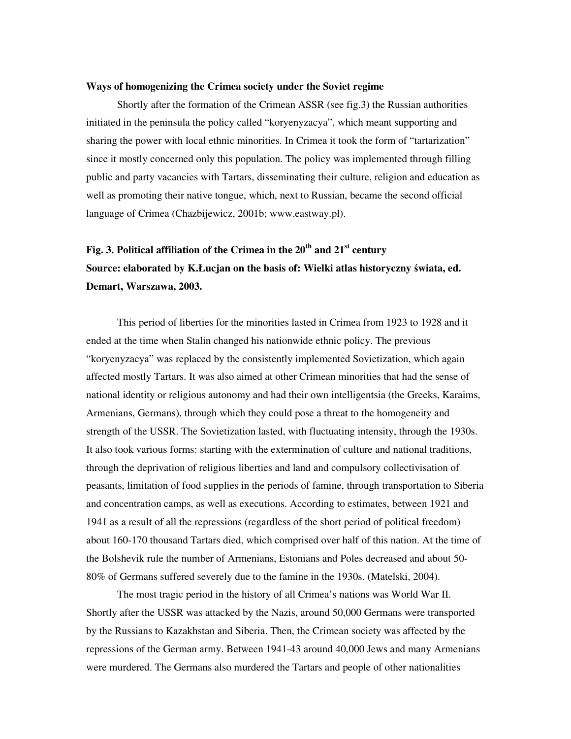**Ways of homogenizing the Crimea society under the Soviet regime**

Shortly after the formation of the Crimean ASSR (see fig.3) the Russian authorities initiated in the peninsula the policy called "koryenyzacya", which meant supporting and sharing the power with local ethnic minorities. In Crimea it took the form of "tartarization" since it mostly concerned only this population. The policy was implemented through filling public and party vacancies with Tartars, disseminating their culture, religion and education as well as promoting their native tongue, which, next to Russian, became the second official language of Crimea (Chazbijewicz, 2001b; www.eastway.pl).

**Fig. 3. Political affiliation of the Crimea in the 20th and 21st century**
**Source: elaborated by K.Łucjan on the basis of: Wielki atlas historyczny świata, ed. Demart, Warszawa, 2003.**

This period of liberties for the minorities lasted in Crimea from 1923 to 1928 and it ended at the time when Stalin changed his nationwide ethnic policy. The previous "koryenyzacya" was replaced by the consistently implemented Sovietization, which again affected mostly Tartars. It was also aimed at other Crimean minorities that had the sense of national identity or religious autonomy and had their own intelligentsia (the Greeks, Karaims, Armenians, Germans), through which they could pose a threat to the homogeneity and strength of the USSR. The Sovietization lasted, with fluctuating intensity, through the 1930s. It also took various forms: starting with the extermination of culture and national traditions, through the deprivation of religious liberties and land and compulsory collectivisation of peasants, limitation of food supplies in the periods of famine, through transportation to Siberia and concentration camps, as well as executions. According to estimates, between 1921 and 1941 as a result of all the repressions (regardless of the short period of political freedom) about 160-170 thousand Tartars died, which comprised over half of this nation. At the time of the Bolshevik rule the number of Armenians, Estonians and Poles decreased and about 50-80% of Germans suffered severely due to the famine in the 1930s. (Matelski, 2004).

The most tragic period in the history of all Crimea's nations was World War II. Shortly after the USSR was attacked by the Nazis, around 50,000 Germans were transported by the Russians to Kazakhstan and Siberia. Then, the Crimean society was affected by the repressions of the German army. Between 1941-43 around 40,000 Jews and many Armenians were murdered. The Germans also murdered the Tartars and people of other nationalities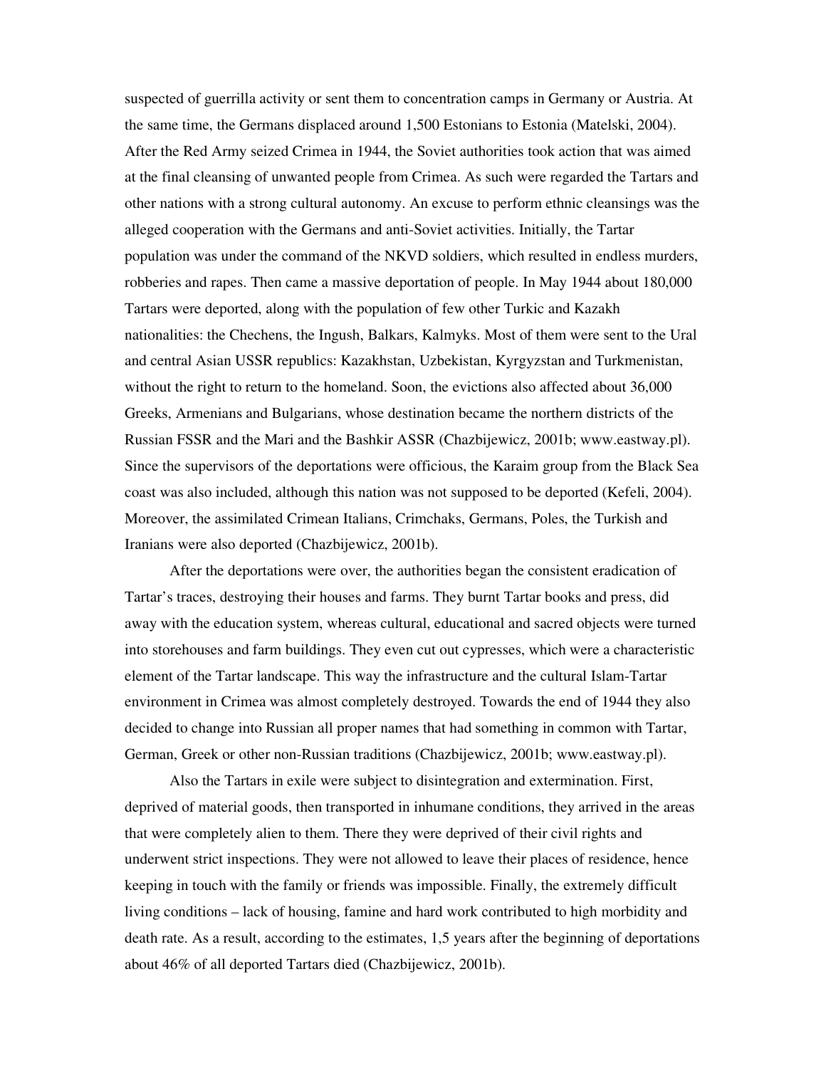suspected of guerrilla activity or sent them to concentration camps in Germany or Austria. At the same time, the Germans displaced around 1,500 Estonians to Estonia (Matelski, 2004). After the Red Army seized Crimea in 1944, the Soviet authorities took action that was aimed at the final cleansing of unwanted people from Crimea. As such were regarded the Tartars and other nations with a strong cultural autonomy. An excuse to perform ethnic cleansings was the alleged cooperation with the Germans and anti-Soviet activities. Initially, the Tartar population was under the command of the NKVD soldiers, which resulted in endless murders, robberies and rapes. Then came a massive deportation of people. In May 1944 about 180,000 Tartars were deported, along with the population of few other Turkic and Kazakh nationalities: the Chechens, the Ingush, Balkars, Kalmyks. Most of them were sent to the Ural and central Asian USSR republics: Kazakhstan, Uzbekistan, Kyrgyzstan and Turkmenistan, without the right to return to the homeland. Soon, the evictions also affected about 36,000 Greeks, Armenians and Bulgarians, whose destination became the northern districts of the Russian FSSR and the Mari and the Bashkir ASSR (Chazbijewicz, 2001b; www.eastway.pl). Since the supervisors of the deportations were officious, the Karaim group from the Black Sea coast was also included, although this nation was not supposed to be deported (Kefeli, 2004). Moreover, the assimilated Crimean Italians, Crimchaks, Germans, Poles, the Turkish and Iranians were also deported (Chazbijewicz, 2001b).

After the deportations were over, the authorities began the consistent eradication of Tartar's traces, destroying their houses and farms. They burnt Tartar books and press, did away with the education system, whereas cultural, educational and sacred objects were turned into storehouses and farm buildings. They even cut out cypresses, which were a characteristic element of the Tartar landscape. This way the infrastructure and the cultural Islam-Tartar environment in Crimea was almost completely destroyed. Towards the end of 1944 they also decided to change into Russian all proper names that had something in common with Tartar, German, Greek or other non-Russian traditions (Chazbijewicz, 2001b; www.eastway.pl).

Also the Tartars in exile were subject to disintegration and extermination. First, deprived of material goods, then transported in inhumane conditions, they arrived in the areas that were completely alien to them. There they were deprived of their civil rights and underwent strict inspections. They were not allowed to leave their places of residence, hence keeping in touch with the family or friends was impossible. Finally, the extremely difficult living conditions – lack of housing, famine and hard work contributed to high morbidity and death rate. As a result, according to the estimates, 1,5 years after the beginning of deportations about 46% of all deported Tartars died (Chazbijewicz, 2001b).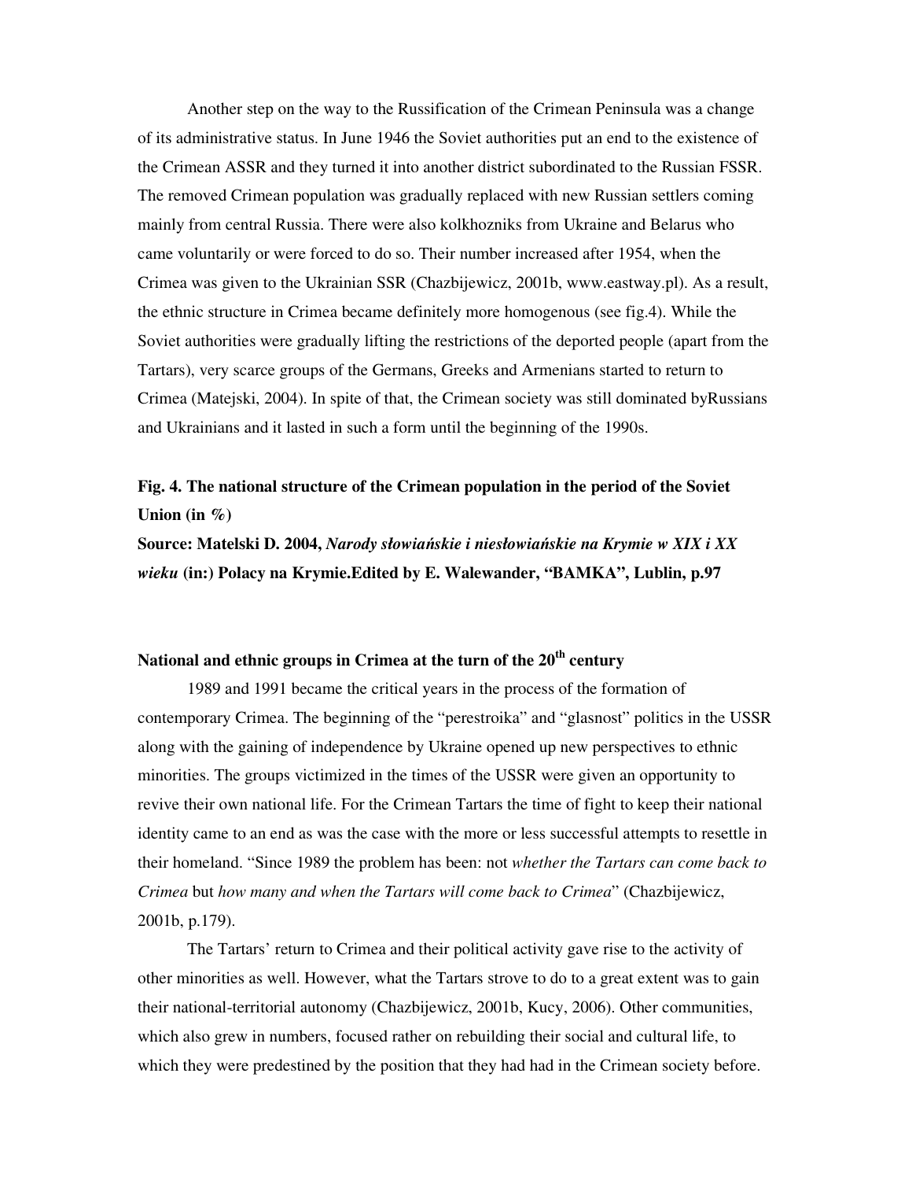Another step on the way to the Russification of the Crimean Peninsula was a change of its administrative status. In June 1946 the Soviet authorities put an end to the existence of the Crimean ASSR and they turned it into another district subordinated to the Russian FSSR. The removed Crimean population was gradually replaced with new Russian settlers coming mainly from central Russia. There were also kolkhozniks from Ukraine and Belarus who came voluntarily or were forced to do so. Their number increased after 1954, when the Crimea was given to the Ukrainian SSR (Chazbijewicz, 2001b, www.eastway.pl). As a result, the ethnic structure in Crimea became definitely more homogenous (see fig.4). While the Soviet authorities were gradually lifting the restrictions of the deported people (apart from the Tartars), very scarce groups of the Germans, Greeks and Armenians started to return to Crimea (Matejski, 2004). In spite of that, the Crimean society was still dominated byRussians and Ukrainians and it lasted in such a form until the beginning of the 1990s.

**Fig. 4. The national structure of the Crimean population in the period of the Soviet Union (in %)**

**Source: Matelski D. 2004, *Narody słowiańskie i niesłowiańskie na Krymie w XIX i XX wieku* (in:) Polacy na Krymie.Edited by E. Walewander, "BAMKA", Lublin, p.97**

## National and ethnic groups in Crimea at the turn of the 20th century

1989 and 1991 became the critical years in the process of the formation of contemporary Crimea. The beginning of the "perestroika" and "glasnost" politics in the USSR along with the gaining of independence by Ukraine opened up new perspectives to ethnic minorities. The groups victimized in the times of the USSR were given an opportunity to revive their own national life. For the Crimean Tartars the time of fight to keep their national identity came to an end as was the case with the more or less successful attempts to resettle in their homeland. "Since 1989 the problem has been: not *whether the Tartars can come back to Crimea* but *how many and when the Tartars will come back to Crimea*" (Chazbijewicz, 2001b, p.179).

The Tartars' return to Crimea and their political activity gave rise to the activity of other minorities as well. However, what the Tartars strove to do to a great extent was to gain their national-territorial autonomy (Chazbijewicz, 2001b, Kucy, 2006). Other communities, which also grew in numbers, focused rather on rebuilding their social and cultural life, to which they were predestined by the position that they had had in the Crimean society before.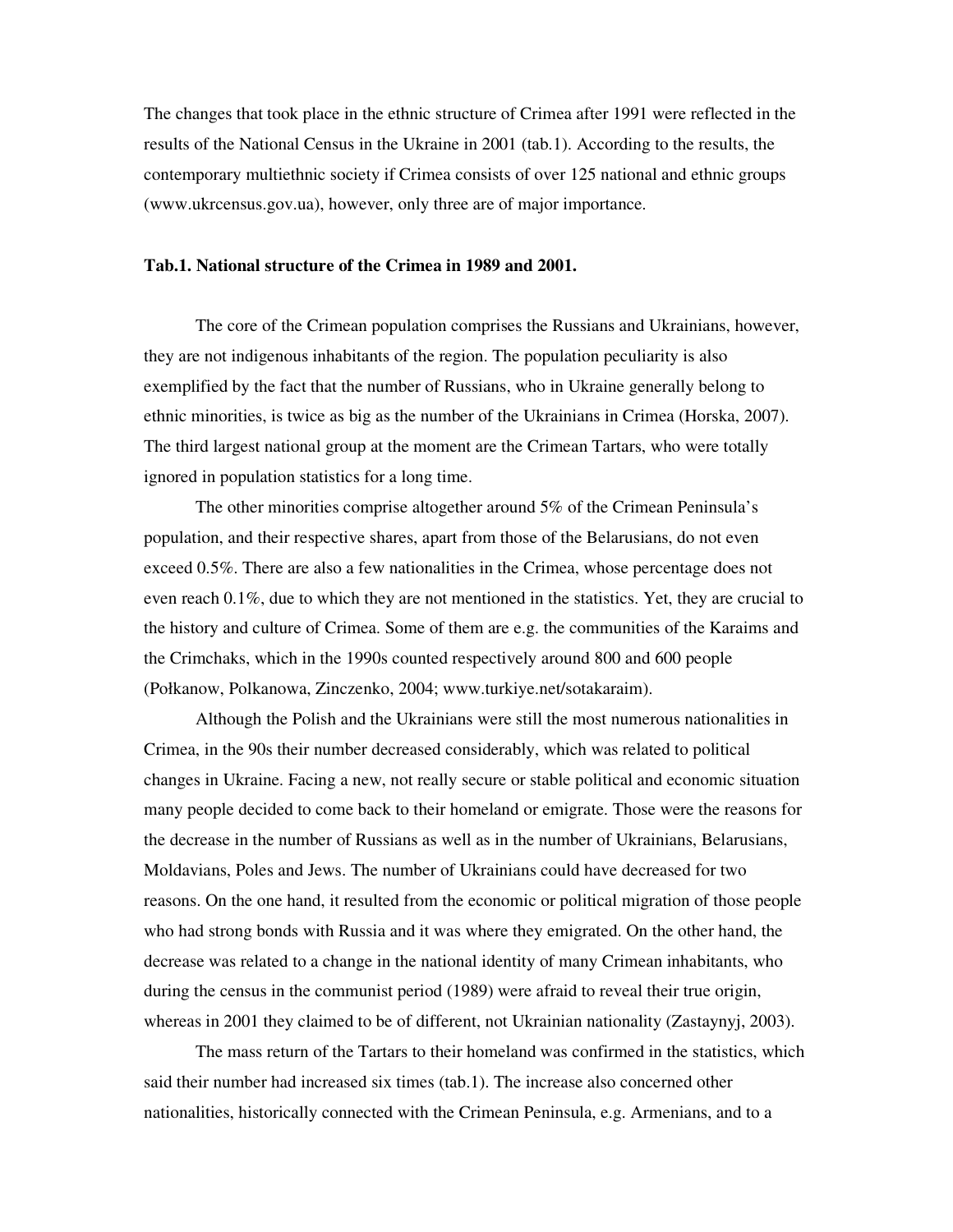The changes that took place in the ethnic structure of Crimea after 1991 were reflected in the results of the National Census in the Ukraine in 2001 (tab.1). According to the results, the contemporary multiethnic society if Crimea consists of over 125 national and ethnic groups (www.ukrcensus.gov.ua), however, only three are of major importance.

**Tab.1. National structure of the Crimea in 1989 and 2001.**

The core of the Crimean population comprises the Russians and Ukrainians, however, they are not indigenous inhabitants of the region. The population peculiarity is also exemplified by the fact that the number of Russians, who in Ukraine generally belong to ethnic minorities, is twice as big as the number of the Ukrainians in Crimea (Horska, 2007). The third largest national group at the moment are the Crimean Tartars, who were totally ignored in population statistics for a long time.

The other minorities comprise altogether around 5% of the Crimean Peninsula's population, and their respective shares, apart from those of the Belarusians, do not even exceed 0.5%. There are also a few nationalities in the Crimea, whose percentage does not even reach 0.1%, due to which they are not mentioned in the statistics. Yet, they are crucial to the history and culture of Crimea. Some of them are e.g. the communities of the Karaims and the Crimchaks, which in the 1990s counted respectively around 800 and 600 people (Połkanow, Polkanowa, Zinczenko, 2004; www.turkiye.net/sotakaraim).

Although the Polish and the Ukrainians were still the most numerous nationalities in Crimea, in the 90s their number decreased considerably, which was related to political changes in Ukraine. Facing a new, not really secure or stable political and economic situation many people decided to come back to their homeland or emigrate. Those were the reasons for the decrease in the number of Russians as well as in the number of Ukrainians, Belarusians, Moldavians, Poles and Jews. The number of Ukrainians could have decreased for two reasons. On the one hand, it resulted from the economic or political migration of those people who had strong bonds with Russia and it was where they emigrated. On the other hand, the decrease was related to a change in the national identity of many Crimean inhabitants, who during the census in the communist period (1989) were afraid to reveal their true origin, whereas in 2001 they claimed to be of different, not Ukrainian nationality (Zastaynyj, 2003).

The mass return of the Tartars to their homeland was confirmed in the statistics, which said their number had increased six times (tab.1). The increase also concerned other nationalities, historically connected with the Crimean Peninsula, e.g. Armenians, and to a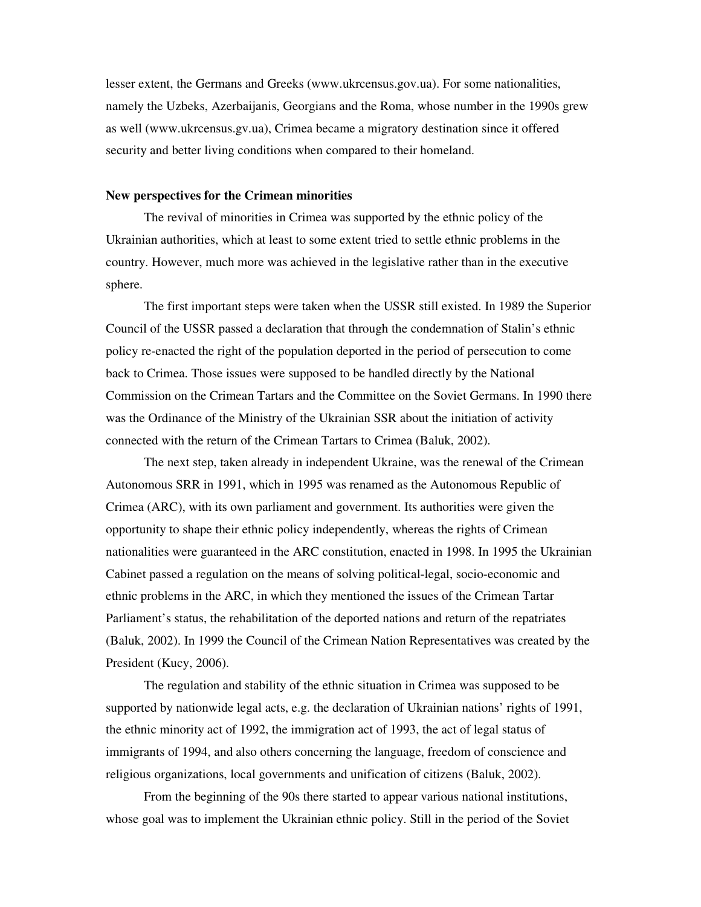lesser extent, the Germans and Greeks (www.ukrcensus.gov.ua). For some nationalities, namely the Uzbeks, Azerbaijanis, Georgians and the Roma, whose number in the 1990s grew as well (www.ukrcensus.gv.ua), Crimea became a migratory destination since it offered security and better living conditions when compared to their homeland.

**New perspectives for the Crimean minorities**

The revival of minorities in Crimea was supported by the ethnic policy of the Ukrainian authorities, which at least to some extent tried to settle ethnic problems in the country. However, much more was achieved in the legislative rather than in the executive sphere.

The first important steps were taken when the USSR still existed. In 1989 the Superior Council of the USSR passed a declaration that through the condemnation of Stalin's ethnic policy re-enacted the right of the population deported in the period of persecution to come back to Crimea. Those issues were supposed to be handled directly by the National Commission on the Crimean Tartars and the Committee on the Soviet Germans. In 1990 there was the Ordinance of the Ministry of the Ukrainian SSR about the initiation of activity connected with the return of the Crimean Tartars to Crimea (Baluk, 2002).

The next step, taken already in independent Ukraine, was the renewal of the Crimean Autonomous SRR in 1991, which in 1995 was renamed as the Autonomous Republic of Crimea (ARC), with its own parliament and government. Its authorities were given the opportunity to shape their ethnic policy independently, whereas the rights of Crimean nationalities were guaranteed in the ARC constitution, enacted in 1998. In 1995 the Ukrainian Cabinet passed a regulation on the means of solving political-legal, socio-economic and ethnic problems in the ARC, in which they mentioned the issues of the Crimean Tartar Parliament's status, the rehabilitation of the deported nations and return of the repatriates (Baluk, 2002). In 1999 the Council of the Crimean Nation Representatives was created by the President (Kucy, 2006).

The regulation and stability of the ethnic situation in Crimea was supposed to be supported by nationwide legal acts, e.g. the declaration of Ukrainian nations' rights of 1991, the ethnic minority act of 1992, the immigration act of 1993, the act of legal status of immigrants of 1994, and also others concerning the language, freedom of conscience and religious organizations, local governments and unification of citizens (Baluk, 2002).

From the beginning of the 90s there started to appear various national institutions, whose goal was to implement the Ukrainian ethnic policy. Still in the period of the Soviet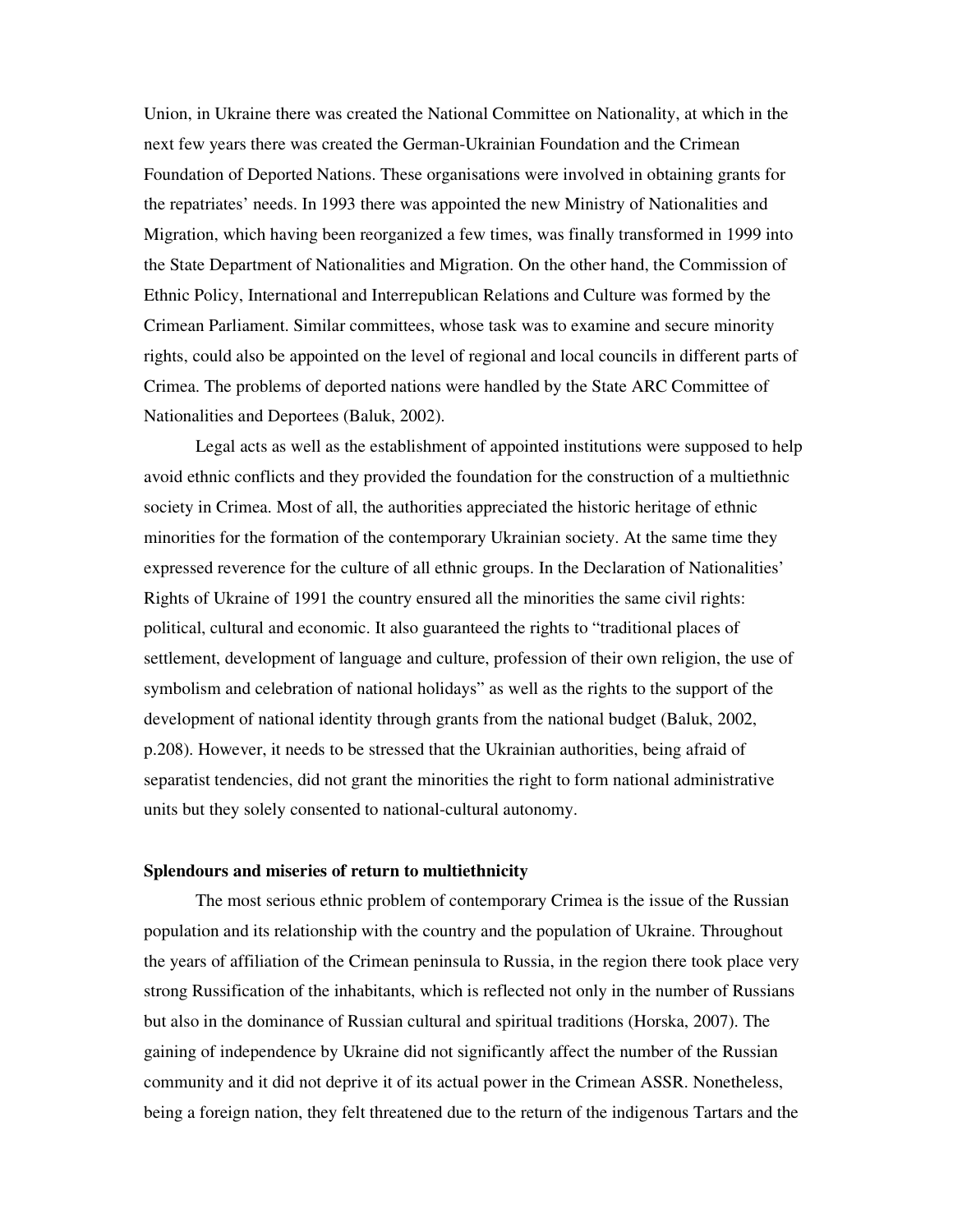Union, in Ukraine there was created the National Committee on Nationality, at which in the next few years there was created the German-Ukrainian Foundation and the Crimean Foundation of Deported Nations. These organisations were involved in obtaining grants for the repatriates' needs. In 1993 there was appointed the new Ministry of Nationalities and Migration, which having been reorganized a few times, was finally transformed in 1999 into the State Department of Nationalities and Migration. On the other hand, the Commission of Ethnic Policy, International and Interrepublican Relations and Culture was formed by the Crimean Parliament. Similar committees, whose task was to examine and secure minority rights, could also be appointed on the level of regional and local councils in different parts of Crimea. The problems of deported nations were handled by the State ARC Committee of Nationalities and Deportees (Baluk, 2002).

Legal acts as well as the establishment of appointed institutions were supposed to help avoid ethnic conflicts and they provided the foundation for the construction of a multiethnic society in Crimea. Most of all, the authorities appreciated the historic heritage of ethnic minorities for the formation of the contemporary Ukrainian society. At the same time they expressed reverence for the culture of all ethnic groups. In the Declaration of Nationalities' Rights of Ukraine of 1991 the country ensured all the minorities the same civil rights: political, cultural and economic. It also guaranteed the rights to "traditional places of settlement, development of language and culture, profession of their own religion, the use of symbolism and celebration of national holidays" as well as the rights to the support of the development of national identity through grants from the national budget (Baluk, 2002, p.208). However, it needs to be stressed that the Ukrainian authorities, being afraid of separatist tendencies, did not grant the minorities the right to form national administrative units but they solely consented to national-cultural autonomy.

### Splendours and miseries of return to multiethnicity

The most serious ethnic problem of contemporary Crimea is the issue of the Russian population and its relationship with the country and the population of Ukraine. Throughout the years of affiliation of the Crimean peninsula to Russia, in the region there took place very strong Russification of the inhabitants, which is reflected not only in the number of Russians but also in the dominance of Russian cultural and spiritual traditions (Horska, 2007). The gaining of independence by Ukraine did not significantly affect the number of the Russian community and it did not deprive it of its actual power in the Crimean ASSR. Nonetheless, being a foreign nation, they felt threatened due to the return of the indigenous Tartars and the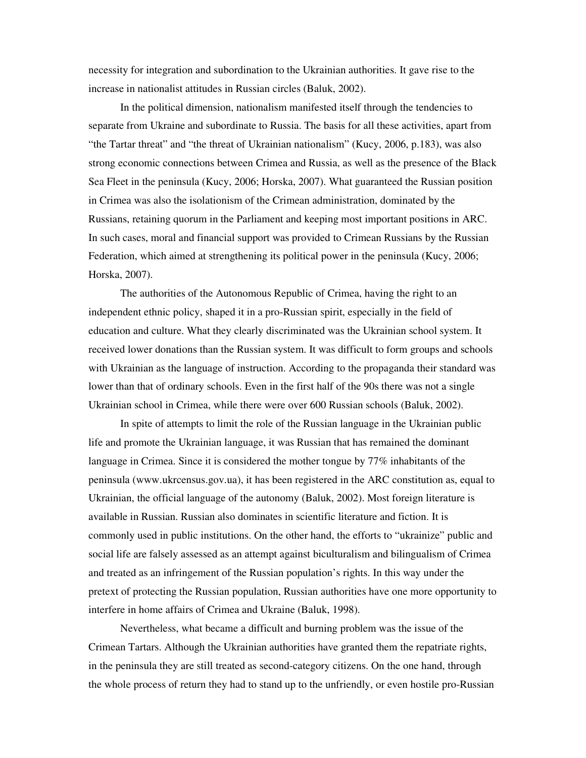necessity for integration and subordination to the Ukrainian authorities. It gave rise to the increase in nationalist attitudes in Russian circles (Baluk, 2002).

In the political dimension, nationalism manifested itself through the tendencies to separate from Ukraine and subordinate to Russia. The basis for all these activities, apart from "the Tartar threat" and "the threat of Ukrainian nationalism" (Kucy, 2006, p.183), was also strong economic connections between Crimea and Russia, as well as the presence of the Black Sea Fleet in the peninsula (Kucy, 2006; Horska, 2007). What guaranteed the Russian position in Crimea was also the isolationism of the Crimean administration, dominated by the Russians, retaining quorum in the Parliament and keeping most important positions in ARC. In such cases, moral and financial support was provided to Crimean Russians by the Russian Federation, which aimed at strengthening its political power in the peninsula (Kucy, 2006; Horska, 2007).

The authorities of the Autonomous Republic of Crimea, having the right to an independent ethnic policy, shaped it in a pro-Russian spirit, especially in the field of education and culture. What they clearly discriminated was the Ukrainian school system. It received lower donations than the Russian system. It was difficult to form groups and schools with Ukrainian as the language of instruction. According to the propaganda their standard was lower than that of ordinary schools. Even in the first half of the 90s there was not a single Ukrainian school in Crimea, while there were over 600 Russian schools (Baluk, 2002).

In spite of attempts to limit the role of the Russian language in the Ukrainian public life and promote the Ukrainian language, it was Russian that has remained the dominant language in Crimea. Since it is considered the mother tongue by 77% inhabitants of the peninsula (www.ukrcensus.gov.ua), it has been registered in the ARC constitution as, equal to Ukrainian, the official language of the autonomy (Baluk, 2002). Most foreign literature is available in Russian. Russian also dominates in scientific literature and fiction. It is commonly used in public institutions. On the other hand, the efforts to "ukrainize" public and social life are falsely assessed as an attempt against biculturalism and bilingualism of Crimea and treated as an infringement of the Russian population's rights. In this way under the pretext of protecting the Russian population, Russian authorities have one more opportunity to interfere in home affairs of Crimea and Ukraine (Baluk, 1998).

Nevertheless, what became a difficult and burning problem was the issue of the Crimean Tartars. Although the Ukrainian authorities have granted them the repatriate rights, in the peninsula they are still treated as second-category citizens. On the one hand, through the whole process of return they had to stand up to the unfriendly, or even hostile pro-Russian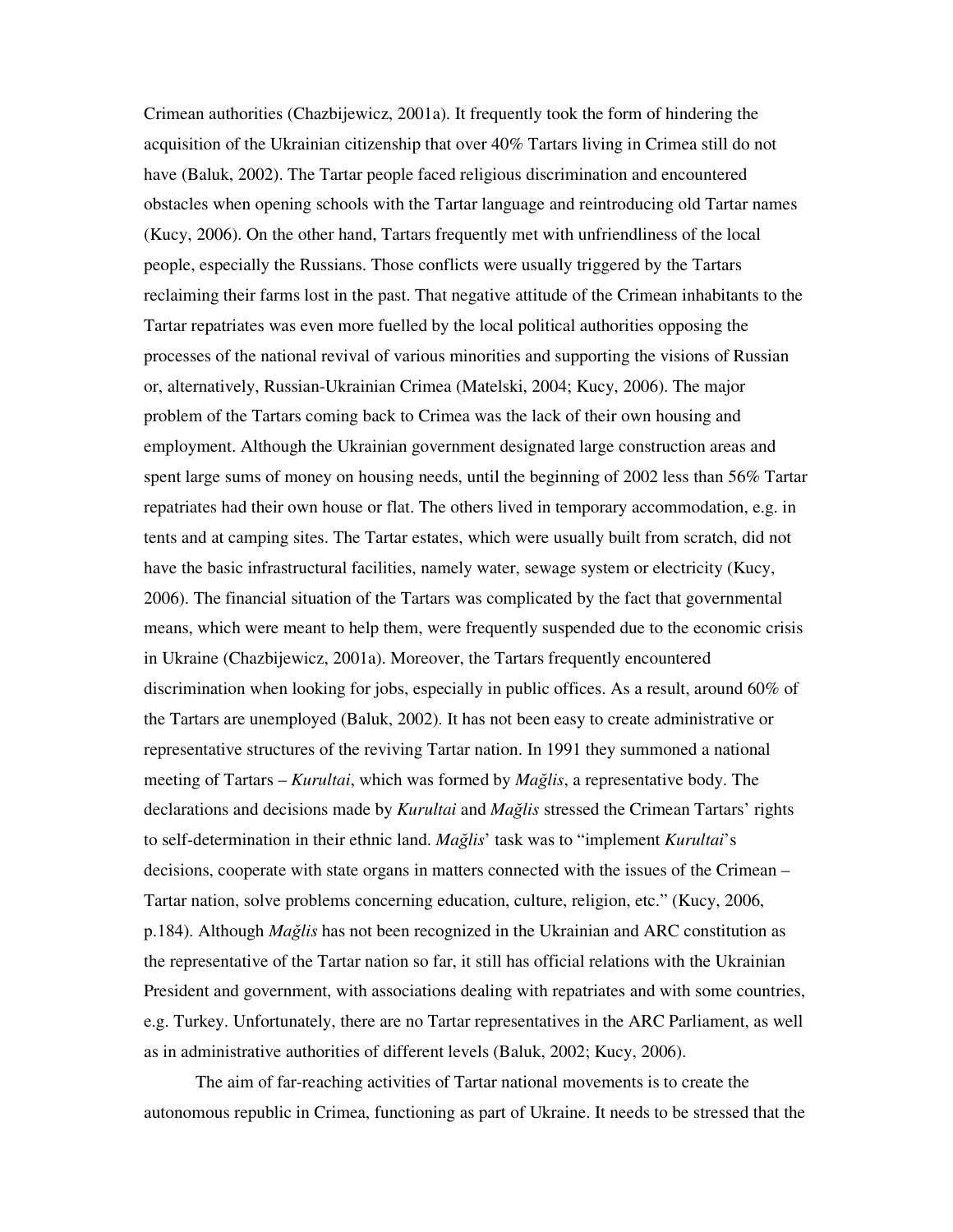Crimean authorities (Chazbijewicz, 2001a). It frequently took the form of hindering the acquisition of the Ukrainian citizenship that over 40% Tartars living in Crimea still do not have (Baluk, 2002). The Tartar people faced religious discrimination and encountered obstacles when opening schools with the Tartar language and reintroducing old Tartar names (Kucy, 2006). On the other hand, Tartars frequently met with unfriendliness of the local people, especially the Russians. Those conflicts were usually triggered by the Tartars reclaiming their farms lost in the past. That negative attitude of the Crimean inhabitants to the Tartar repatriates was even more fuelled by the local political authorities opposing the processes of the national revival of various minorities and supporting the visions of Russian or, alternatively, Russian-Ukrainian Crimea (Matelski, 2004; Kucy, 2006). The major problem of the Tartars coming back to Crimea was the lack of their own housing and employment. Although the Ukrainian government designated large construction areas and spent large sums of money on housing needs, until the beginning of 2002 less than 56% Tartar repatriates had their own house or flat. The others lived in temporary accommodation, e.g. in tents and at camping sites. The Tartar estates, which were usually built from scratch, did not have the basic infrastructural facilities, namely water, sewage system or electricity (Kucy, 2006). The financial situation of the Tartars was complicated by the fact that governmental means, which were meant to help them, were frequently suspended due to the economic crisis in Ukraine (Chazbijewicz, 2001a). Moreover, the Tartars frequently encountered discrimination when looking for jobs, especially in public offices. As a result, around 60% of the Tartars are unemployed (Baluk, 2002). It has not been easy to create administrative or representative structures of the reviving Tartar nation. In 1991 they summoned a national meeting of Tartars – *Kurultai*, which was formed by *Mağlis*, a representative body. The declarations and decisions made by *Kurultai* and *Mağlis* stressed the Crimean Tartars' rights to self-determination in their ethnic land. *Mağlis*' task was to "implement *Kurultai*'s decisions, cooperate with state organs in matters connected with the issues of the Crimean – Tartar nation, solve problems concerning education, culture, religion, etc." (Kucy, 2006, p.184). Although *Mağlis* has not been recognized in the Ukrainian and ARC constitution as the representative of the Tartar nation so far, it still has official relations with the Ukrainian President and government, with associations dealing with repatriates and with some countries, e.g. Turkey. Unfortunately, there are no Tartar representatives in the ARC Parliament, as well as in administrative authorities of different levels (Baluk, 2002; Kucy, 2006).

The aim of far-reaching activities of Tartar national movements is to create the autonomous republic in Crimea, functioning as part of Ukraine. It needs to be stressed that the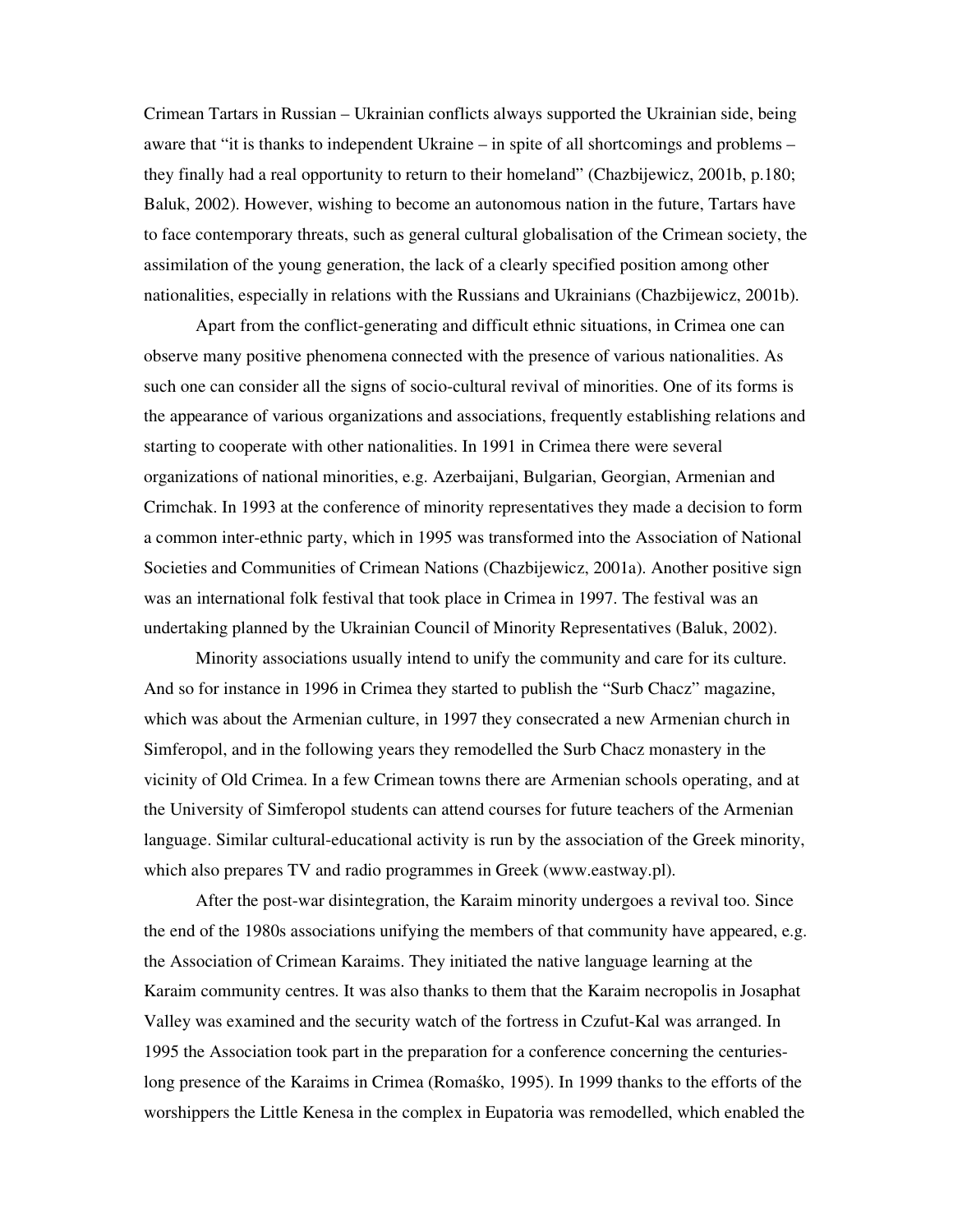Crimean Tartars in Russian – Ukrainian conflicts always supported the Ukrainian side, being aware that "it is thanks to independent Ukraine – in spite of all shortcomings and problems – they finally had a real opportunity to return to their homeland" (Chazbijewicz, 2001b, p.180; Baluk, 2002). However, wishing to become an autonomous nation in the future, Tartars have to face contemporary threats, such as general cultural globalisation of the Crimean society, the assimilation of the young generation, the lack of a clearly specified position among other nationalities, especially in relations with the Russians and Ukrainians (Chazbijewicz, 2001b).

Apart from the conflict-generating and difficult ethnic situations, in Crimea one can observe many positive phenomena connected with the presence of various nationalities. As such one can consider all the signs of socio-cultural revival of minorities. One of its forms is the appearance of various organizations and associations, frequently establishing relations and starting to cooperate with other nationalities. In 1991 in Crimea there were several organizations of national minorities, e.g. Azerbaijani, Bulgarian, Georgian, Armenian and Crimchak. In 1993 at the conference of minority representatives they made a decision to form a common inter-ethnic party, which in 1995 was transformed into the Association of National Societies and Communities of Crimean Nations (Chazbijewicz, 2001a). Another positive sign was an international folk festival that took place in Crimea in 1997. The festival was an undertaking planned by the Ukrainian Council of Minority Representatives (Baluk, 2002).

Minority associations usually intend to unify the community and care for its culture. And so for instance in 1996 in Crimea they started to publish the "Surb Chacz" magazine, which was about the Armenian culture, in 1997 they consecrated a new Armenian church in Simferopol, and in the following years they remodelled the Surb Chacz monastery in the vicinity of Old Crimea. In a few Crimean towns there are Armenian schools operating, and at the University of Simferopol students can attend courses for future teachers of the Armenian language. Similar cultural-educational activity is run by the association of the Greek minority, which also prepares TV and radio programmes in Greek (www.eastway.pl).

After the post-war disintegration, the Karaim minority undergoes a revival too. Since the end of the 1980s associations unifying the members of that community have appeared, e.g. the Association of Crimean Karaims. They initiated the native language learning at the Karaim community centres. It was also thanks to them that the Karaim necropolis in Josaphat Valley was examined and the security watch of the fortress in Czufut-Kal was arranged. In 1995 the Association took part in the preparation for a conference concerning the centuries-long presence of the Karaims in Crimea (Romaśko, 1995). In 1999 thanks to the efforts of the worshippers the Little Kenesa in the complex in Eupatoria was remodelled, which enabled the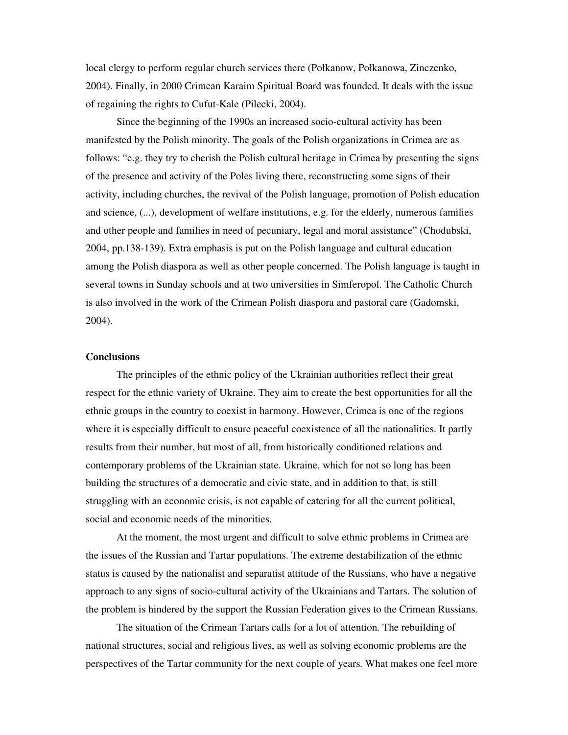local clergy to perform regular church services there (Połkanow, Połkanowa, Zinczenko, 2004). Finally, in 2000 Crimean Karaim Spiritual Board was founded. It deals with the issue of regaining the rights to Cufut-Kale (Pilecki, 2004).

Since the beginning of the 1990s an increased socio-cultural activity has been manifested by the Polish minority. The goals of the Polish organizations in Crimea are as follows: "e.g. they try to cherish the Polish cultural heritage in Crimea by presenting the signs of the presence and activity of the Poles living there, reconstructing some signs of their activity, including churches, the revival of the Polish language, promotion of Polish education and science, (...), development of welfare institutions, e.g. for the elderly, numerous families and other people and families in need of pecuniary, legal and moral assistance" (Chodubski, 2004, pp.138-139). Extra emphasis is put on the Polish language and cultural education among the Polish diaspora as well as other people concerned. The Polish language is taught in several towns in Sunday schools and at two universities in Simferopol. The Catholic Church is also involved in the work of the Crimean Polish diaspora and pastoral care (Gadomski, 2004).

**Conclusions**

The principles of the ethnic policy of the Ukrainian authorities reflect their great respect for the ethnic variety of Ukraine. They aim to create the best opportunities for all the ethnic groups in the country to coexist in harmony. However, Crimea is one of the regions where it is especially difficult to ensure peaceful coexistence of all the nationalities. It partly results from their number, but most of all, from historically conditioned relations and contemporary problems of the Ukrainian state. Ukraine, which for not so long has been building the structures of a democratic and civic state, and in addition to that, is still struggling with an economic crisis, is not capable of catering for all the current political, social and economic needs of the minorities.

At the moment, the most urgent and difficult to solve ethnic problems in Crimea are the issues of the Russian and Tartar populations. The extreme destabilization of the ethnic status is caused by the nationalist and separatist attitude of the Russians, who have a negative approach to any signs of socio-cultural activity of the Ukrainians and Tartars. The solution of the problem is hindered by the support the Russian Federation gives to the Crimean Russians.

The situation of the Crimean Tartars calls for a lot of attention. The rebuilding of national structures, social and religious lives, as well as solving economic problems are the perspectives of the Tartar community for the next couple of years. What makes one feel more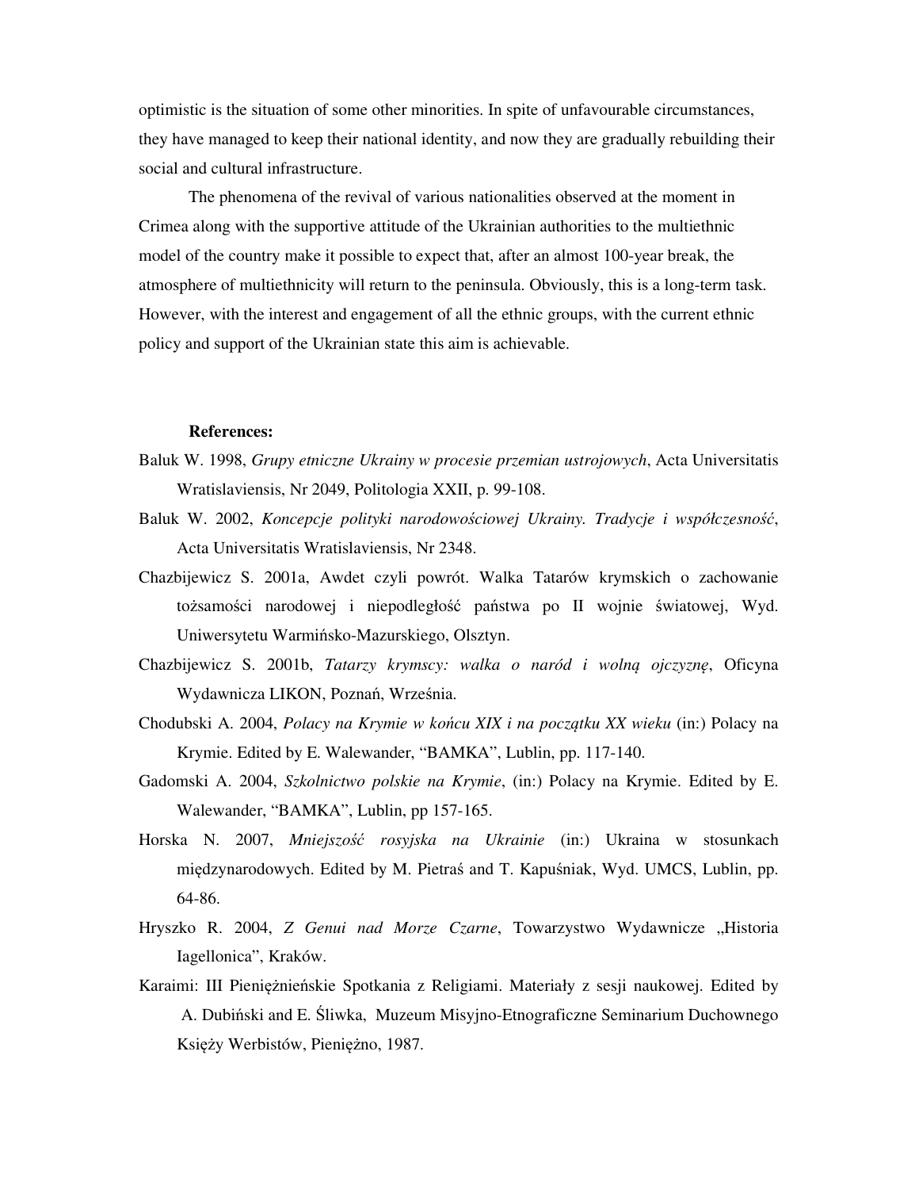optimistic is the situation of some other minorities. In spite of unfavourable circumstances, they have managed to keep their national identity, and now they are gradually rebuilding their social and cultural infrastructure.

The phenomena of the revival of various nationalities observed at the moment in Crimea along with the supportive attitude of the Ukrainian authorities to the multiethnic model of the country make it possible to expect that, after an almost 100-year break, the atmosphere of multiethnicity will return to the peninsula. Obviously, this is a long-term task. However, with the interest and engagement of all the ethnic groups, with the current ethnic policy and support of the Ukrainian state this aim is achievable.

**References:**

Baluk W. 1998, *Grupy etniczne Ukrainy w procesie przemian ustrojowych*, Acta Universitatis Wratislaviensis, Nr 2049, Politologia XXII, p. 99-108.

Baluk W. 2002, *Koncepcje polityki narodowościowej Ukrainy. Tradycje i współczesność*, Acta Universitatis Wratislaviensis, Nr 2348.

Chazbijewicz S. 2001a, Awdet czyli powrót. Walka Tatarów krymskich o zachowanie tożsamości narodowej i niepodległość państwa po II wojnie światowej, Wyd. Uniwersytetu Warmińsko-Mazurskiego, Olsztyn.

Chazbijewicz S. 2001b, *Tatarzy krymscy: walka o naród i wolną ojczyznę*, Oficyna Wydawnicza LIKON, Poznań, Września.

Chodubski A. 2004, *Polacy na Krymie w końcu XIX i na początku XX wieku* (in:) Polacy na Krymie. Edited by E. Walewander, "BAMKA", Lublin, pp. 117-140.

Gadomski A. 2004, *Szkolnictwo polskie na Krymie*, (in:) Polacy na Krymie. Edited by E. Walewander, "BAMKA", Lublin, pp 157-165.

Horska N. 2007, *Mniejszość rosyjska na Ukrainie* (in:) Ukraina w stosunkach międzynarodowych. Edited by M. Pietraś and T. Kapuśniak, Wyd. UMCS, Lublin, pp. 64-86.

Hryszko R. 2004, *Z Genui nad Morze Czarne*, Towarzystwo Wydawnicze „Historia Iagellonica", Kraków.

Karaimi: III Pieniężnieńskie Spotkania z Religiami. Materiały z sesji naukowej. Edited by A. Dubiński and E. Śliwka, Muzeum Misyjno-Etnograficzne Seminarium Duchownego Księży Werbistów, Pieniężno, 1987.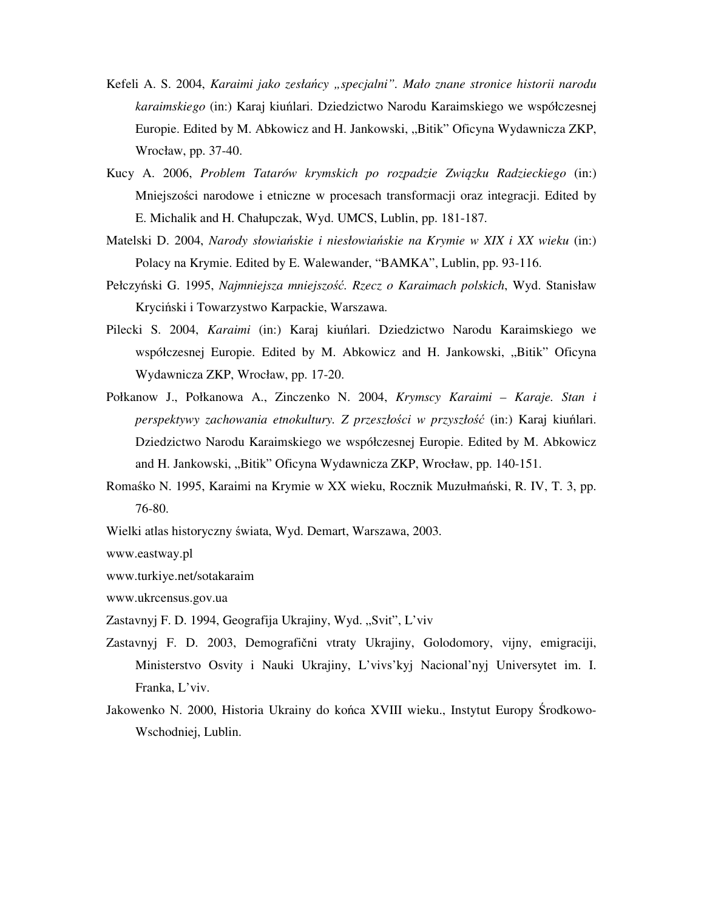Kefeli A. S. 2004, *Karaimi jako zesłańcy „specjalni". Mało znane stronice historii narodu karaimskiego* (in:) Karaj kiuńlari. Dziedzictwo Narodu Karaimskiego we współczesnej Europie. Edited by M. Abkowicz and H. Jankowski, „Bitik" Oficyna Wydawnicza ZKP, Wrocław, pp. 37-40.

Kucy A. 2006, *Problem Tatarów krymskich po rozpadzie Związku Radzieckiego* (in:) Mniejszości narodowe i etniczne w procesach transformacji oraz integracji. Edited by E. Michalik and H. Chałupczak, Wyd. UMCS, Lublin, pp. 181-187.

Matelski D. 2004, *Narody słowiańskie i niesłowiańskie na Krymie w XIX i XX wieku* (in:) Polacy na Krymie. Edited by E. Walewander, "BAMKA", Lublin, pp. 93-116.

Pełczyński G. 1995, *Najmniejsza mniejszość. Rzecz o Karaimach polskich*, Wyd. Stanisław Kryciński i Towarzystwo Karpackie, Warszawa.

Pilecki S. 2004, *Karaimi* (in:) Karaj kiuńlari. Dziedzictwo Narodu Karaimskiego we współczesnej Europie. Edited by M. Abkowicz and H. Jankowski, „Bitik" Oficyna Wydawnicza ZKP, Wrocław, pp. 17-20.

Połkanow J., Połkanowa A., Zinczenko N. 2004, *Krymscy Karaimi – Karaje. Stan i perspektywy zachowania etnokultury. Z przeszłości w przyszłość* (in:) Karaj kiuńlari. Dziedzictwo Narodu Karaimskiego we współczesnej Europie. Edited by M. Abkowicz and H. Jankowski, „Bitik" Oficyna Wydawnicza ZKP, Wrocław, pp. 140-151.

Romaśko N. 1995, Karaimi na Krymie w XX wieku, Rocznik Muzułmański, R. IV, T. 3, pp. 76-80.

Wielki atlas historyczny świata, Wyd. Demart, Warszawa, 2003.

www.eastway.pl

www.turkiye.net/sotakaraim

www.ukrcensus.gov.ua

Zastavnyj F. D. 1994, Geografija Ukrajiny, Wyd. „Svit", L'viv

Zastavnyj F. D. 2003, Demografični vtraty Ukrajiny, Golodomory, vijny, emigraciji, Ministerstvo Osvity i Nauki Ukrajiny, L'vivs'kyj Nacional'nyj Universytet im. I. Franka, L'viv.

Jakowenko N. 2000, Historia Ukrainy do końca XVIII wieku., Instytut Europy Środkowo-Wschodniej, Lublin.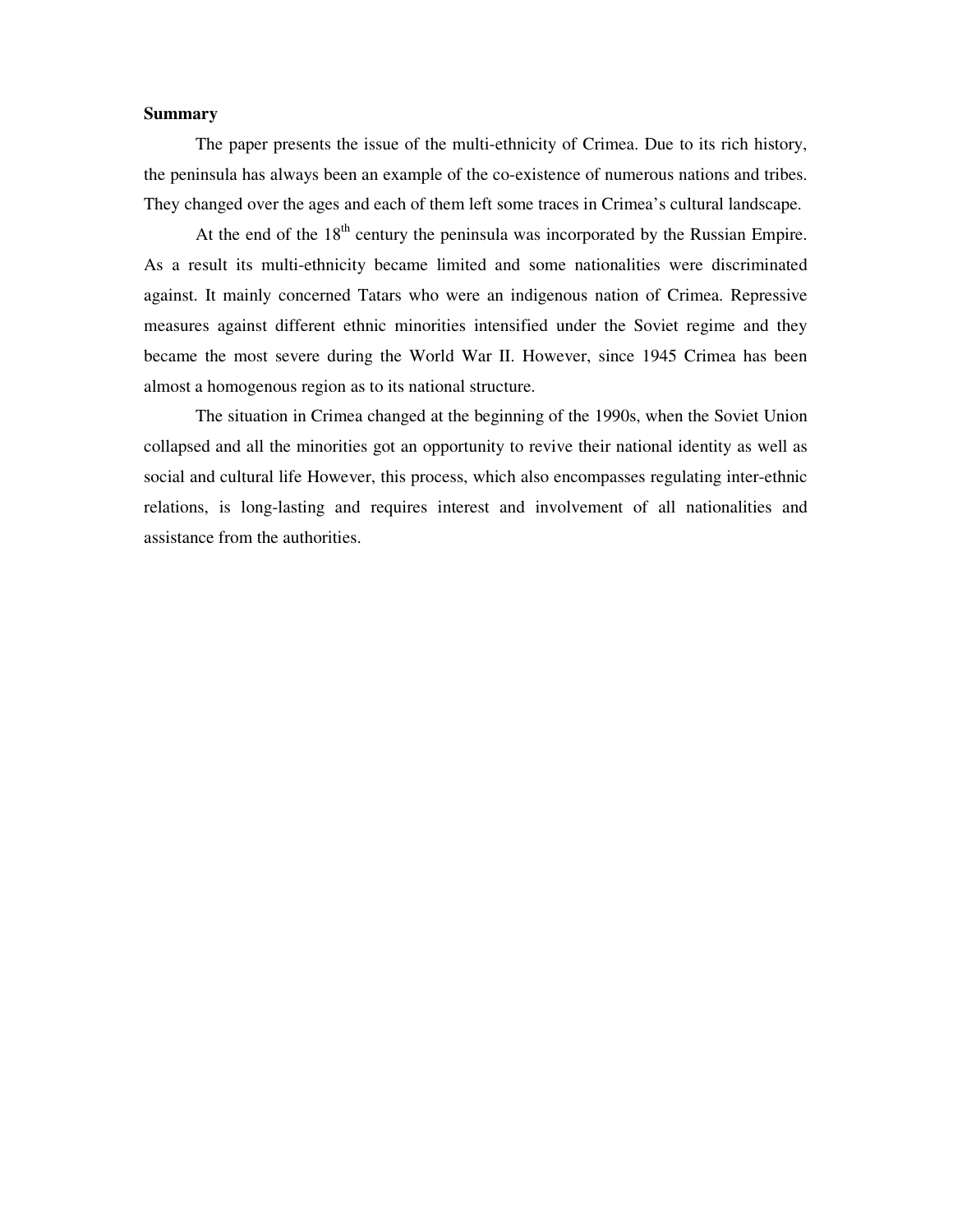**Summary**

The paper presents the issue of the multi-ethnicity of Crimea. Due to its rich history, the peninsula has always been an example of the co-existence of numerous nations and tribes. They changed over the ages and each of them left some traces in Crimea's cultural landscape.

At the end of the 18th century the peninsula was incorporated by the Russian Empire. As a result its multi-ethnicity became limited and some nationalities were discriminated against. It mainly concerned Tatars who were an indigenous nation of Crimea. Repressive measures against different ethnic minorities intensified under the Soviet regime and they became the most severe during the World War II. However, since 1945 Crimea has been almost a homogenous region as to its national structure.

The situation in Crimea changed at the beginning of the 1990s, when the Soviet Union collapsed and all the minorities got an opportunity to revive their national identity as well as social and cultural life However, this process, which also encompasses regulating inter-ethnic relations, is long-lasting and requires interest and involvement of all nationalities and assistance from the authorities.